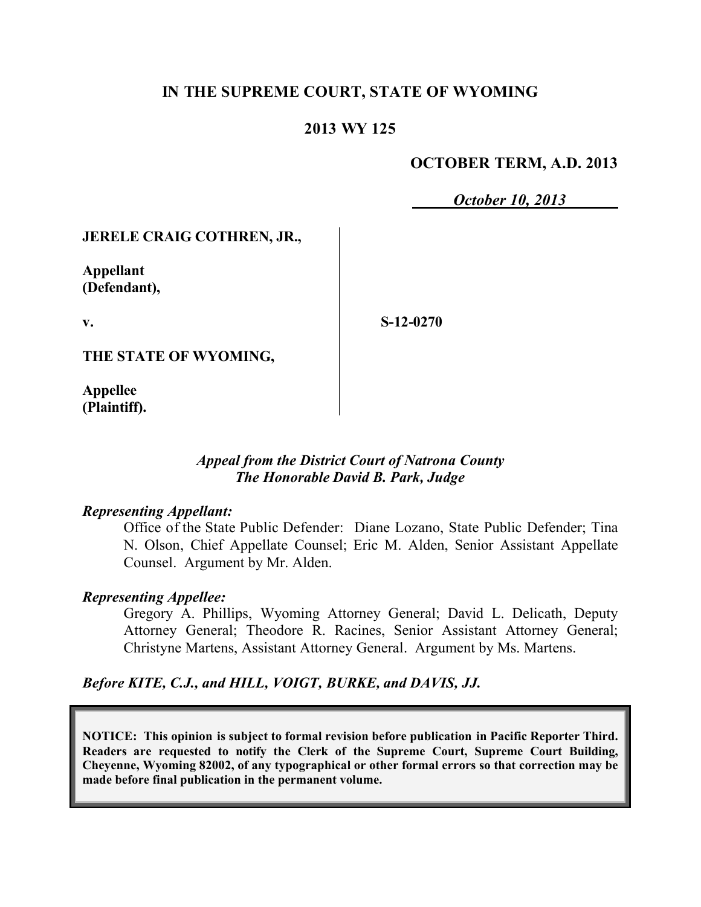# IN THE SUPREME COURT, STATE OF WYOMING

## 2013 WY 125

**OCTOBER TERM, A.D. 2013**

***October 10, 2013***

**JERELE CRAIG COTHREN, JR.,**

**Appellant**
**(Defendant),**

**v.**

**S-12-0270**

**THE STATE OF WYOMING,**

**Appellee**
**(Plaintiff).**

***Appeal from the District Court of Natrona County***
***The Honorable David B. Park, Judge***

***Representing Appellant:***

Office of the State Public Defender: Diane Lozano, State Public Defender; Tina N. Olson, Chief Appellate Counsel; Eric M. Alden, Senior Assistant Appellate Counsel. Argument by Mr. Alden.

***Representing Appellee:***

Gregory A. Phillips, Wyoming Attorney General; David L. Delicath, Deputy Attorney General; Theodore R. Racines, Senior Assistant Attorney General; Christyne Martens, Assistant Attorney General. Argument by Ms. Martens.

***Before KITE, C.J., and HILL, VOIGT, BURKE, and DAVIS, JJ.***

**NOTICE: This opinion is subject to formal revision before publication in Pacific Reporter Third. Readers are requested to notify the Clerk of the Supreme Court, Supreme Court Building, Cheyenne, Wyoming 82002, of any typographical or other formal errors so that correction may be made before final publication in the permanent volume.**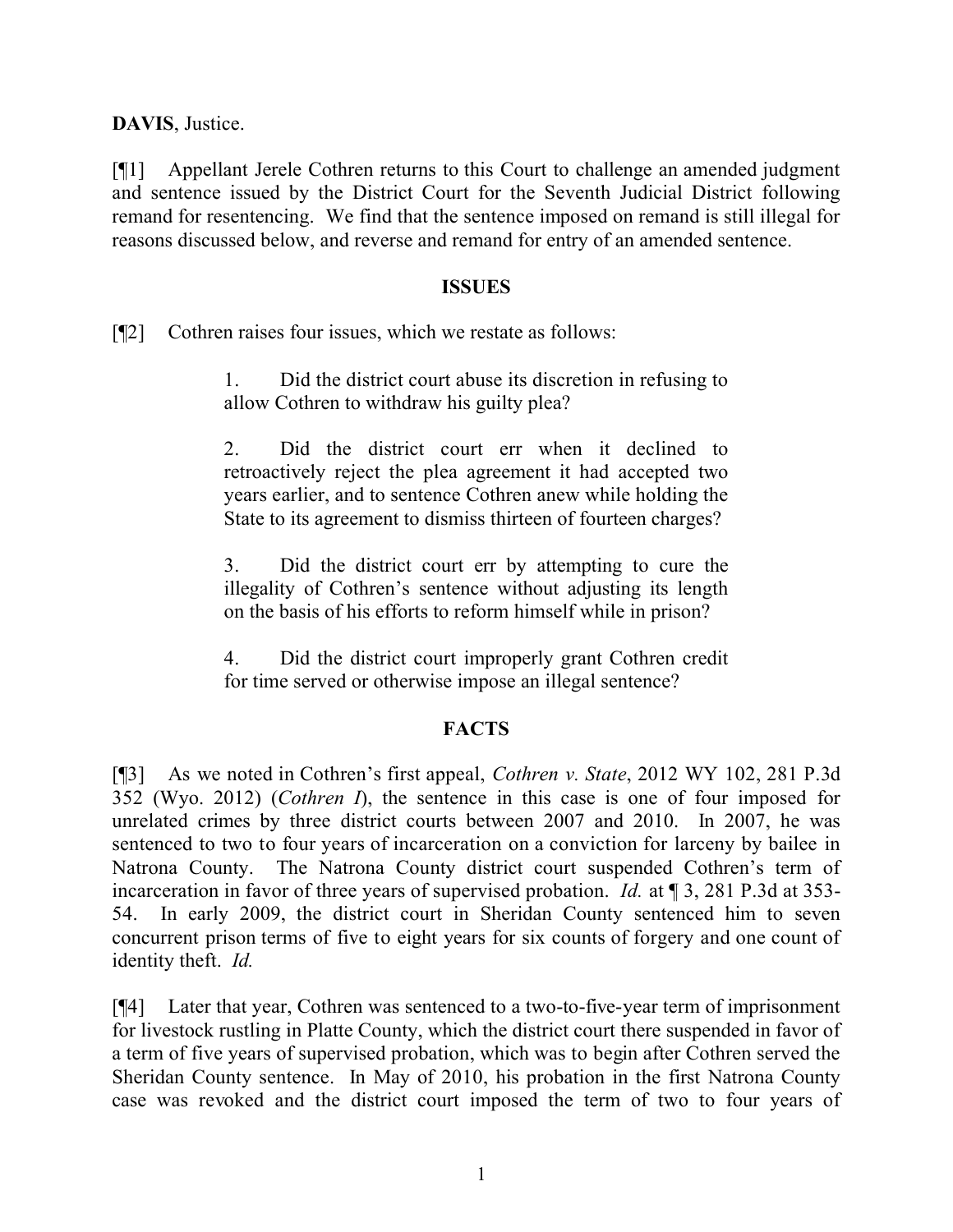**DAVIS**, Justice.

[¶1] Appellant Jerele Cothren returns to this Court to challenge an amended judgment and sentence issued by the District Court for the Seventh Judicial District following remand for resentencing. We find that the sentence imposed on remand is still illegal for reasons discussed below, and reverse and remand for entry of an amended sentence.

## ISSUES

[¶2] Cothren raises four issues, which we restate as follows:

> 1. Did the district court abuse its discretion in refusing to allow Cothren to withdraw his guilty plea?
>
> 2. Did the district court err when it declined to retroactively reject the plea agreement it had accepted two years earlier, and to sentence Cothren anew while holding the State to its agreement to dismiss thirteen of fourteen charges?
>
> 3. Did the district court err by attempting to cure the illegality of Cothren's sentence without adjusting its length on the basis of his efforts to reform himself while in prison?
>
> 4. Did the district court improperly grant Cothren credit for time served or otherwise impose an illegal sentence?

## FACTS

[¶3] As we noted in Cothren's first appeal, *Cothren v. State*, 2012 WY 102, 281 P.3d 352 (Wyo. 2012) (*Cothren I*), the sentence in this case is one of four imposed for unrelated crimes by three district courts between 2007 and 2010. In 2007, he was sentenced to two to four years of incarceration on a conviction for larceny by bailee in Natrona County. The Natrona County district court suspended Cothren's term of incarceration in favor of three years of supervised probation. *Id.* at ¶ 3, 281 P.3d at 353-54. In early 2009, the district court in Sheridan County sentenced him to seven concurrent prison terms of five to eight years for six counts of forgery and one count of identity theft. *Id.*

[¶4] Later that year, Cothren was sentenced to a two-to-five-year term of imprisonment for livestock rustling in Platte County, which the district court there suspended in favor of a term of five years of supervised probation, which was to begin after Cothren served the Sheridan County sentence. In May of 2010, his probation in the first Natrona County case was revoked and the district court imposed the term of two to four years of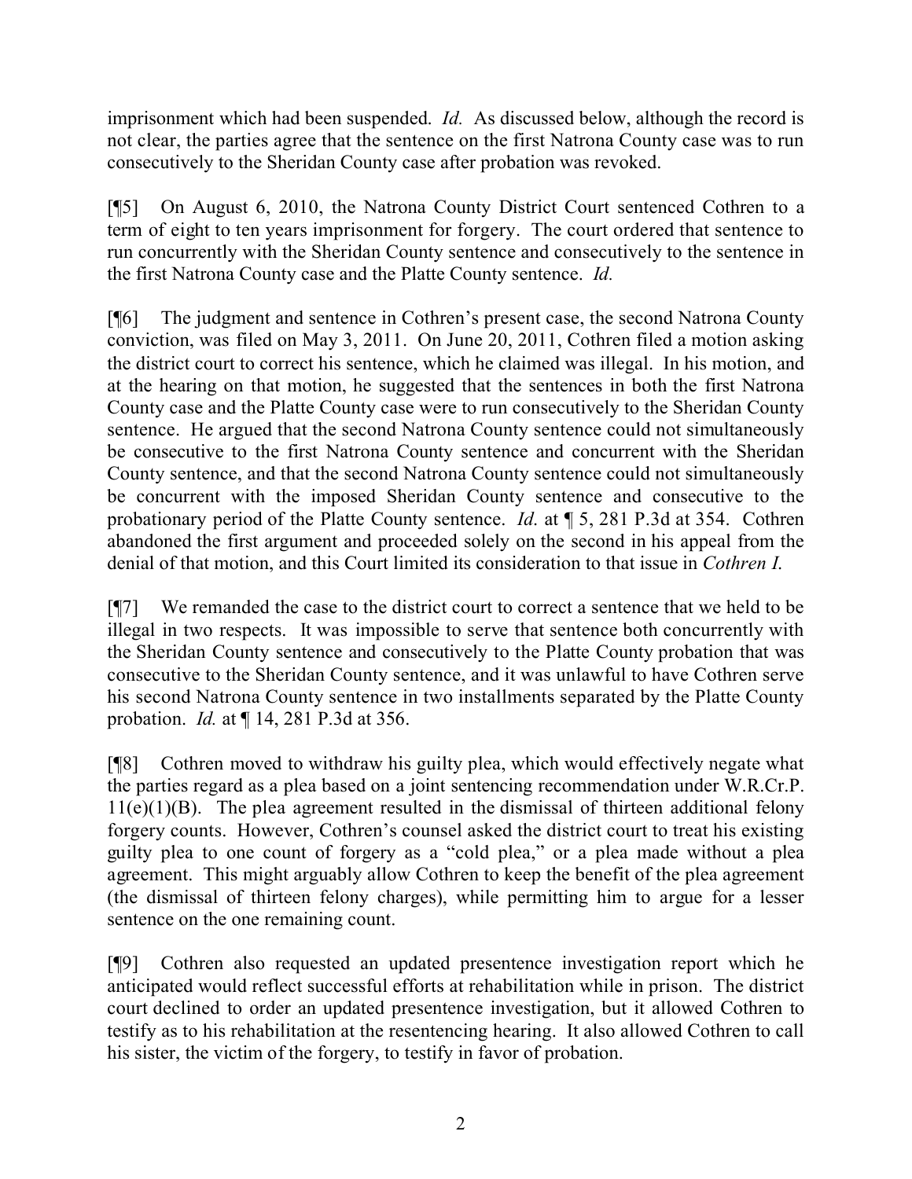imprisonment which had been suspended. *Id.* As discussed below, although the record is not clear, the parties agree that the sentence on the first Natrona County case was to run consecutively to the Sheridan County case after probation was revoked.

[¶5] On August 6, 2010, the Natrona County District Court sentenced Cothren to a term of eight to ten years imprisonment for forgery. The court ordered that sentence to run concurrently with the Sheridan County sentence and consecutively to the sentence in the first Natrona County case and the Platte County sentence. *Id.*

[¶6] The judgment and sentence in Cothren's present case, the second Natrona County conviction, was filed on May 3, 2011. On June 20, 2011, Cothren filed a motion asking the district court to correct his sentence, which he claimed was illegal. In his motion, and at the hearing on that motion, he suggested that the sentences in both the first Natrona County case and the Platte County case were to run consecutively to the Sheridan County sentence. He argued that the second Natrona County sentence could not simultaneously be consecutive to the first Natrona County sentence and concurrent with the Sheridan County sentence, and that the second Natrona County sentence could not simultaneously be concurrent with the imposed Sheridan County sentence and consecutive to the probationary period of the Platte County sentence. *Id.* at ¶ 5, 281 P.3d at 354. Cothren abandoned the first argument and proceeded solely on the second in his appeal from the denial of that motion, and this Court limited its consideration to that issue in *Cothren I*.

[¶7] We remanded the case to the district court to correct a sentence that we held to be illegal in two respects. It was impossible to serve that sentence both concurrently with the Sheridan County sentence and consecutively to the Platte County probation that was consecutive to the Sheridan County sentence, and it was unlawful to have Cothren serve his second Natrona County sentence in two installments separated by the Platte County probation. *Id.* at ¶ 14, 281 P.3d at 356.

[¶8] Cothren moved to withdraw his guilty plea, which would effectively negate what the parties regard as a plea based on a joint sentencing recommendation under W.R.Cr.P. 11(e)(1)(B). The plea agreement resulted in the dismissal of thirteen additional felony forgery counts. However, Cothren's counsel asked the district court to treat his existing guilty plea to one count of forgery as a "cold plea," or a plea made without a plea agreement. This might arguably allow Cothren to keep the benefit of the plea agreement (the dismissal of thirteen felony charges), while permitting him to argue for a lesser sentence on the one remaining count.

[¶9] Cothren also requested an updated presentence investigation report which he anticipated would reflect successful efforts at rehabilitation while in prison. The district court declined to order an updated presentence investigation, but it allowed Cothren to testify as to his rehabilitation at the resentencing hearing. It also allowed Cothren to call his sister, the victim of the forgery, to testify in favor of probation.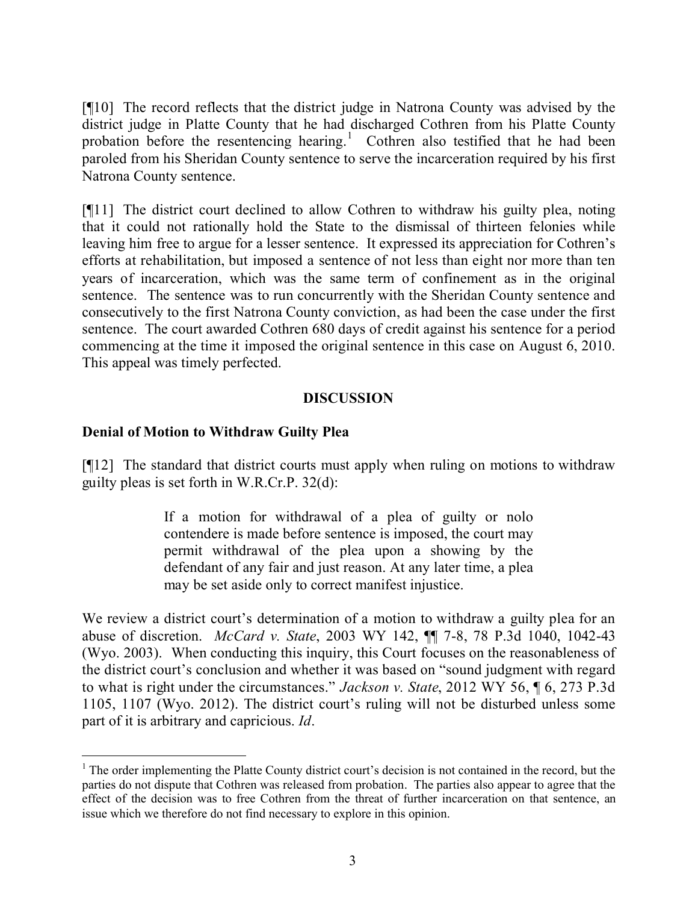[¶10] The record reflects that the district judge in Natrona County was advised by the district judge in Platte County that he had discharged Cothren from his Platte County probation before the resentencing hearing.[1] Cothren also testified that he had been paroled from his Sheridan County sentence to serve the incarceration required by his first Natrona County sentence.

[¶11] The district court declined to allow Cothren to withdraw his guilty plea, noting that it could not rationally hold the State to the dismissal of thirteen felonies while leaving him free to argue for a lesser sentence. It expressed its appreciation for Cothren's efforts at rehabilitation, but imposed a sentence of not less than eight nor more than ten years of incarceration, which was the same term of confinement as in the original sentence. The sentence was to run concurrently with the Sheridan County sentence and consecutively to the first Natrona County conviction, as had been the case under the first sentence. The court awarded Cothren 680 days of credit against his sentence for a period commencing at the time it imposed the original sentence in this case on August 6, 2010. This appeal was timely perfected.

## DISCUSSION

### Denial of Motion to Withdraw Guilty Plea

[¶12] The standard that district courts must apply when ruling on motions to withdraw guilty pleas is set forth in W.R.Cr.P. 32(d):

> If a motion for withdrawal of a plea of guilty or nolo contendere is made before sentence is imposed, the court may permit withdrawal of the plea upon a showing by the defendant of any fair and just reason. At any later time, a plea may be set aside only to correct manifest injustice.

We review a district court's determination of a motion to withdraw a guilty plea for an abuse of discretion. *McCard v. State*, 2003 WY 142, ¶¶ 7-8, 78 P.3d 1040, 1042-43 (Wyo. 2003). When conducting this inquiry, this Court focuses on the reasonableness of the district court's conclusion and whether it was based on "sound judgment with regard to what is right under the circumstances." *Jackson v. State*, 2012 WY 56, ¶ 6, 273 P.3d 1105, 1107 (Wyo. 2012). The district court's ruling will not be disturbed unless some part of it is arbitrary and capricious. *Id*.

---

[1] The order implementing the Platte County district court's decision is not contained in the record, but the parties do not dispute that Cothren was released from probation. The parties also appear to agree that the effect of the decision was to free Cothren from the threat of further incarceration on that sentence, an issue which we therefore do not find necessary to explore in this opinion.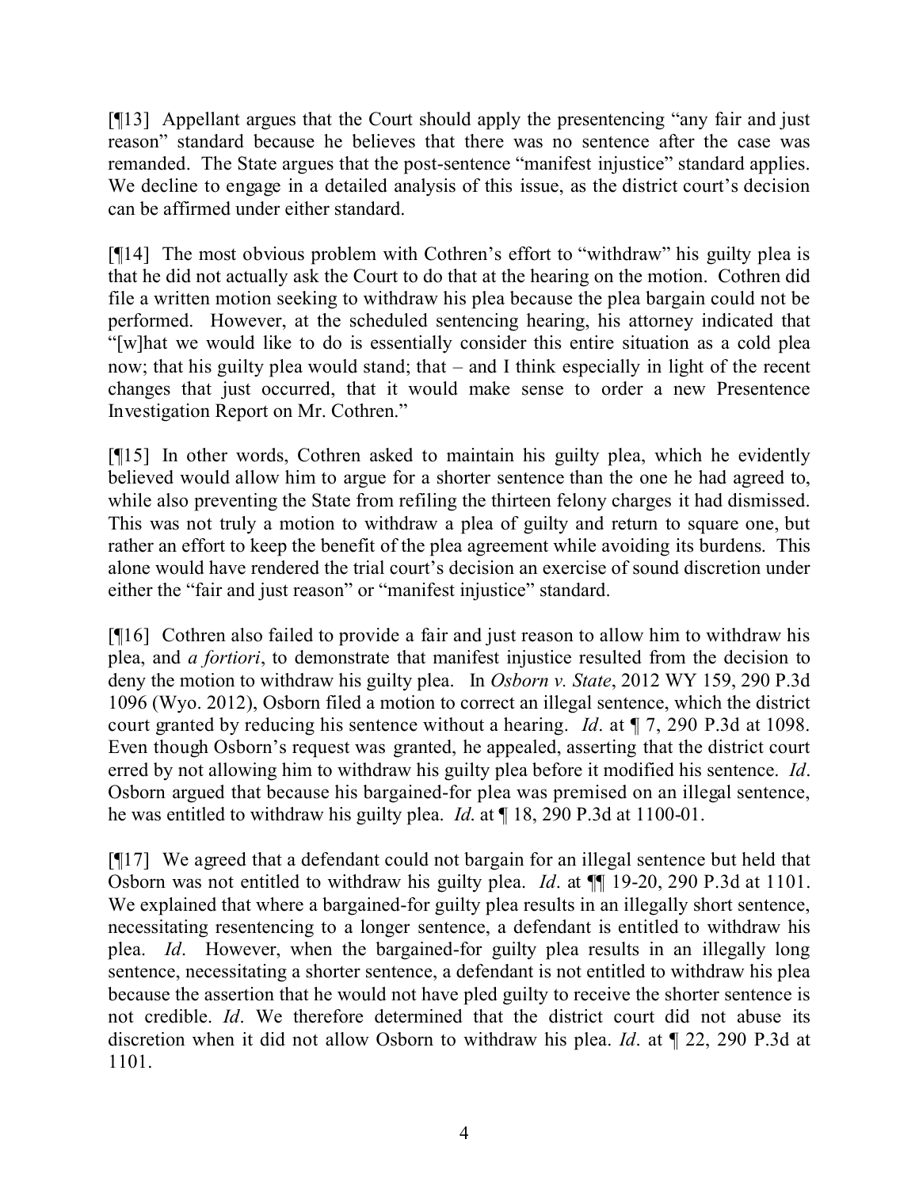[¶13] Appellant argues that the Court should apply the presentencing "any fair and just reason" standard because he believes that there was no sentence after the case was remanded. The State argues that the post-sentence "manifest injustice" standard applies. We decline to engage in a detailed analysis of this issue, as the district court's decision can be affirmed under either standard.

[¶14] The most obvious problem with Cothren's effort to "withdraw" his guilty plea is that he did not actually ask the Court to do that at the hearing on the motion. Cothren did file a written motion seeking to withdraw his plea because the plea bargain could not be performed. However, at the scheduled sentencing hearing, his attorney indicated that "[w]hat we would like to do is essentially consider this entire situation as a cold plea now; that his guilty plea would stand; that – and I think especially in light of the recent changes that just occurred, that it would make sense to order a new Presentence Investigation Report on Mr. Cothren."

[¶15] In other words, Cothren asked to maintain his guilty plea, which he evidently believed would allow him to argue for a shorter sentence than the one he had agreed to, while also preventing the State from refiling the thirteen felony charges it had dismissed. This was not truly a motion to withdraw a plea of guilty and return to square one, but rather an effort to keep the benefit of the plea agreement while avoiding its burdens. This alone would have rendered the trial court's decision an exercise of sound discretion under either the "fair and just reason" or "manifest injustice" standard.

[¶16] Cothren also failed to provide a fair and just reason to allow him to withdraw his plea, and *a fortiori*, to demonstrate that manifest injustice resulted from the decision to deny the motion to withdraw his guilty plea. In *Osborn v. State*, 2012 WY 159, 290 P.3d 1096 (Wyo. 2012), Osborn filed a motion to correct an illegal sentence, which the district court granted by reducing his sentence without a hearing. *Id*. at ¶ 7, 290 P.3d at 1098. Even though Osborn's request was granted, he appealed, asserting that the district court erred by not allowing him to withdraw his guilty plea before it modified his sentence. *Id*. Osborn argued that because his bargained-for plea was premised on an illegal sentence, he was entitled to withdraw his guilty plea. *Id*. at ¶ 18, 290 P.3d at 1100-01.

[¶17] We agreed that a defendant could not bargain for an illegal sentence but held that Osborn was not entitled to withdraw his guilty plea. *Id*. at ¶¶ 19-20, 290 P.3d at 1101. We explained that where a bargained-for guilty plea results in an illegally short sentence, necessitating resentencing to a longer sentence, a defendant is entitled to withdraw his plea. *Id*. However, when the bargained-for guilty plea results in an illegally long sentence, necessitating a shorter sentence, a defendant is not entitled to withdraw his plea because the assertion that he would not have pled guilty to receive the shorter sentence is not credible. *Id*. We therefore determined that the district court did not abuse its discretion when it did not allow Osborn to withdraw his plea. *Id*. at ¶ 22, 290 P.3d at 1101.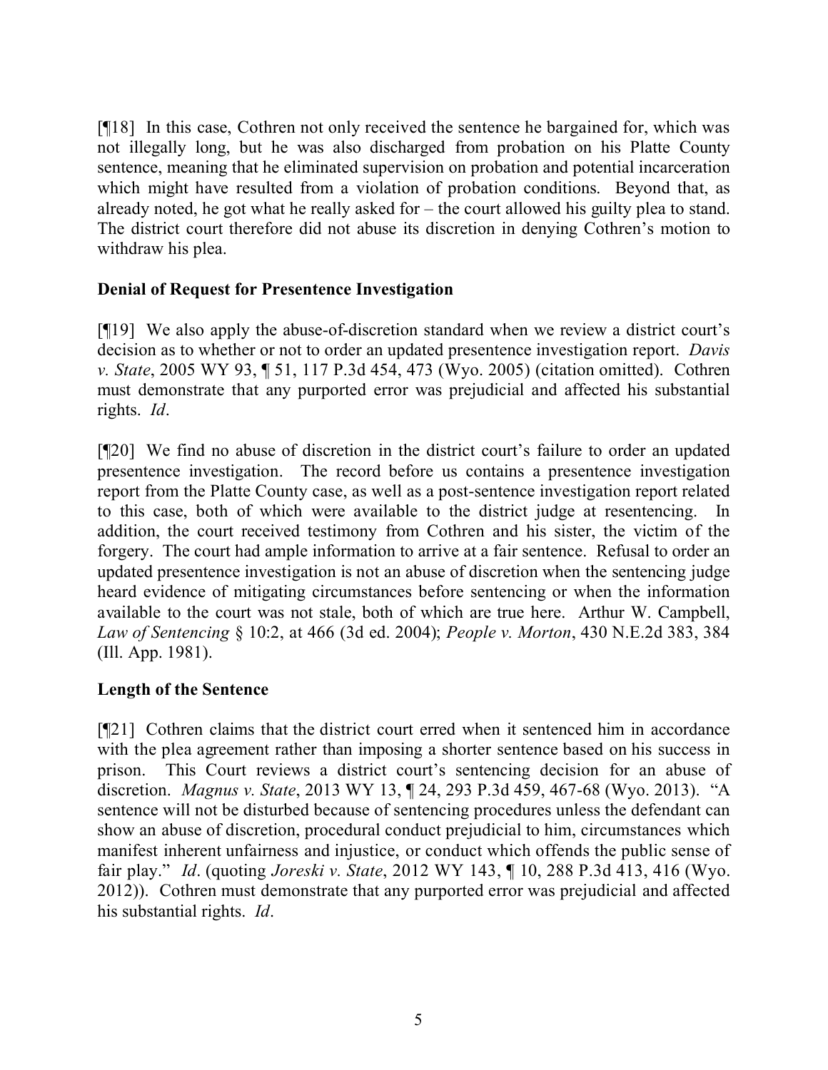[¶18] In this case, Cothren not only received the sentence he bargained for, which was not illegally long, but he was also discharged from probation on his Platte County sentence, meaning that he eliminated supervision on probation and potential incarceration which might have resulted from a violation of probation conditions. Beyond that, as already noted, he got what he really asked for – the court allowed his guilty plea to stand. The district court therefore did not abuse its discretion in denying Cothren's motion to withdraw his plea.

**Denial of Request for Presentence Investigation**

[¶19] We also apply the abuse-of-discretion standard when we review a district court's decision as to whether or not to order an updated presentence investigation report. *Davis v. State*, 2005 WY 93, ¶ 51, 117 P.3d 454, 473 (Wyo. 2005) (citation omitted). Cothren must demonstrate that any purported error was prejudicial and affected his substantial rights. *Id*.

[¶20] We find no abuse of discretion in the district court's failure to order an updated presentence investigation. The record before us contains a presentence investigation report from the Platte County case, as well as a post-sentence investigation report related to this case, both of which were available to the district judge at resentencing. In addition, the court received testimony from Cothren and his sister, the victim of the forgery. The court had ample information to arrive at a fair sentence. Refusal to order an updated presentence investigation is not an abuse of discretion when the sentencing judge heard evidence of mitigating circumstances before sentencing or when the information available to the court was not stale, both of which are true here. Arthur W. Campbell, *Law of Sentencing* § 10:2, at 466 (3d ed. 2004); *People v. Morton*, 430 N.E.2d 383, 384 (Ill. App. 1981).

**Length of the Sentence**

[¶21] Cothren claims that the district court erred when it sentenced him in accordance with the plea agreement rather than imposing a shorter sentence based on his success in prison. This Court reviews a district court's sentencing decision for an abuse of discretion. *Magnus v. State*, 2013 WY 13, ¶ 24, 293 P.3d 459, 467-68 (Wyo. 2013). "A sentence will not be disturbed because of sentencing procedures unless the defendant can show an abuse of discretion, procedural conduct prejudicial to him, circumstances which manifest inherent unfairness and injustice, or conduct which offends the public sense of fair play." *Id*. (quoting *Joreski v. State*, 2012 WY 143, ¶ 10, 288 P.3d 413, 416 (Wyo. 2012)). Cothren must demonstrate that any purported error was prejudicial and affected his substantial rights. *Id*.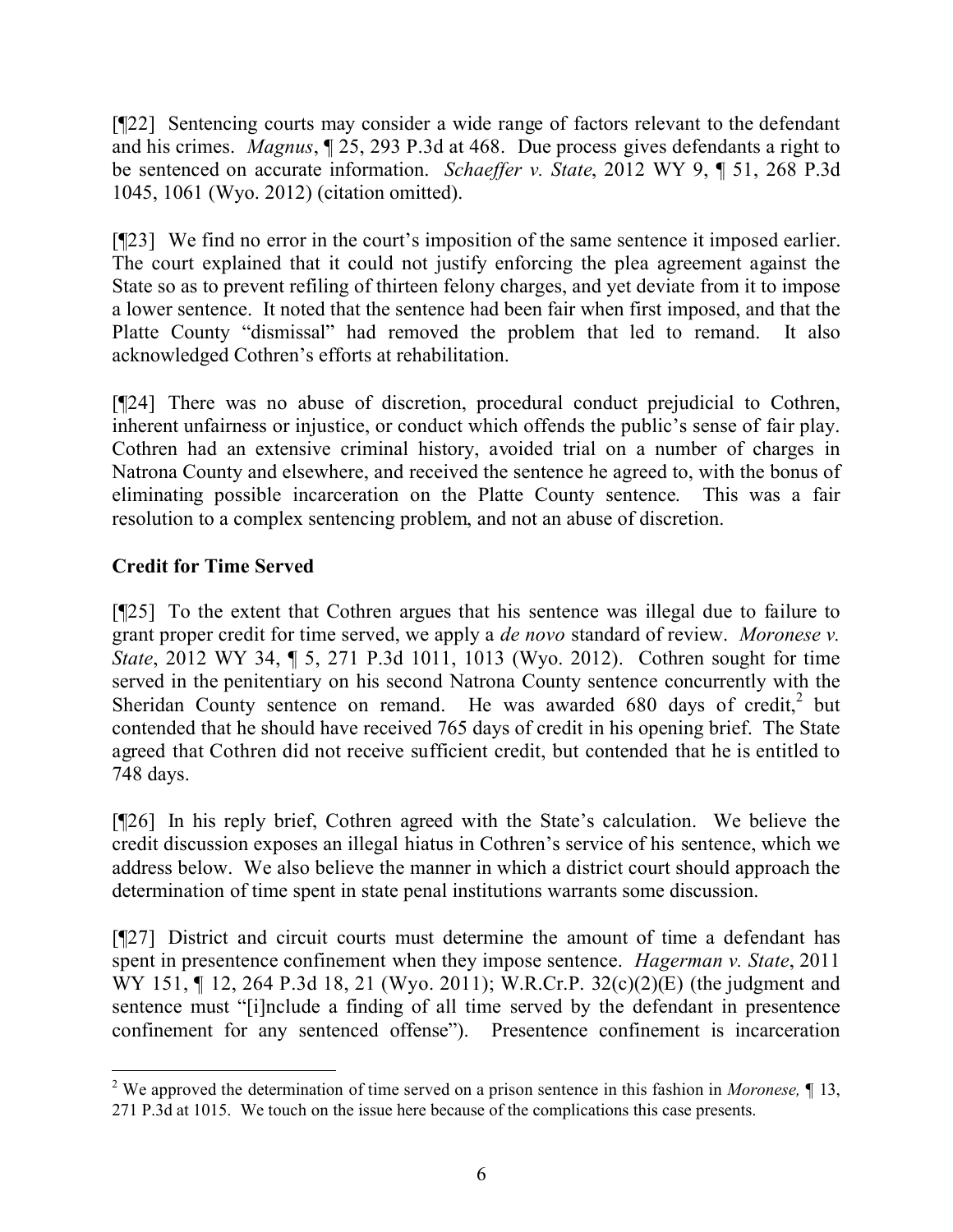[¶22] Sentencing courts may consider a wide range of factors relevant to the defendant and his crimes. *Magnus*, ¶ 25, 293 P.3d at 468. Due process gives defendants a right to be sentenced on accurate information. *Schaeffer v. State*, 2012 WY 9, ¶ 51, 268 P.3d 1045, 1061 (Wyo. 2012) (citation omitted).

[¶23] We find no error in the court's imposition of the same sentence it imposed earlier. The court explained that it could not justify enforcing the plea agreement against the State so as to prevent refiling of thirteen felony charges, and yet deviate from it to impose a lower sentence. It noted that the sentence had been fair when first imposed, and that the Platte County "dismissal" had removed the problem that led to remand. It also acknowledged Cothren's efforts at rehabilitation.

[¶24] There was no abuse of discretion, procedural conduct prejudicial to Cothren, inherent unfairness or injustice, or conduct which offends the public's sense of fair play. Cothren had an extensive criminal history, avoided trial on a number of charges in Natrona County and elsewhere, and received the sentence he agreed to, with the bonus of eliminating possible incarceration on the Platte County sentence. This was a fair resolution to a complex sentencing problem, and not an abuse of discretion.

**Credit for Time Served**

[¶25] To the extent that Cothren argues that his sentence was illegal due to failure to grant proper credit for time served, we apply a *de novo* standard of review. *Moronese v. State*, 2012 WY 34, ¶ 5, 271 P.3d 1011, 1013 (Wyo. 2012). Cothren sought for time served in the penitentiary on his second Natrona County sentence concurrently with the Sheridan County sentence on remand. He was awarded 680 days of credit,[2] but contended that he should have received 765 days of credit in his opening brief. The State agreed that Cothren did not receive sufficient credit, but contended that he is entitled to 748 days.

[¶26] In his reply brief, Cothren agreed with the State's calculation. We believe the credit discussion exposes an illegal hiatus in Cothren's service of his sentence, which we address below. We also believe the manner in which a district court should approach the determination of time spent in state penal institutions warrants some discussion.

[¶27] District and circuit courts must determine the amount of time a defendant has spent in presentence confinement when they impose sentence. *Hagerman v. State*, 2011 WY 151, ¶ 12, 264 P.3d 18, 21 (Wyo. 2011); W.R.Cr.P. 32(c)(2)(E) (the judgment and sentence must "[i]nclude a finding of all time served by the defendant in presentence confinement for any sentenced offense"). Presentence confinement is incarceration

---

[2] We approved the determination of time served on a prison sentence in this fashion in *Moronese,* ¶ 13, 271 P.3d at 1015. We touch on the issue here because of the complications this case presents.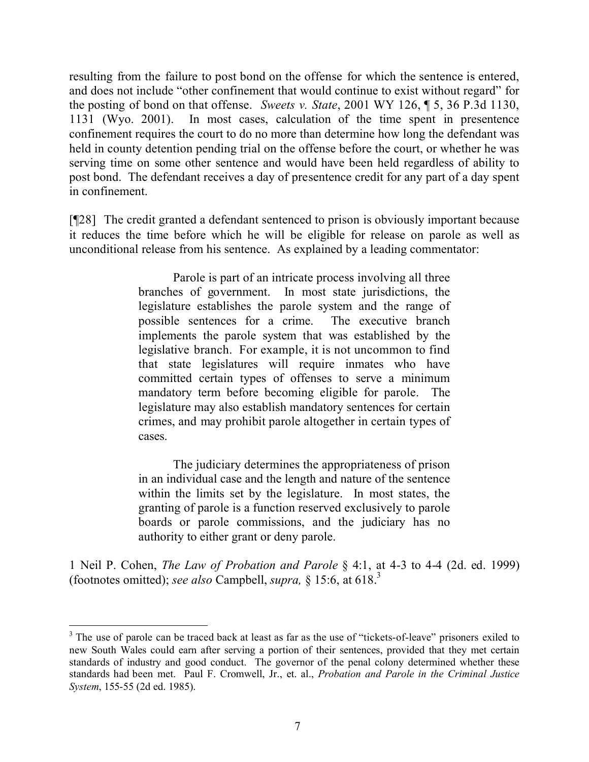resulting from the failure to post bond on the offense for which the sentence is entered, and does not include "other confinement that would continue to exist without regard" for the posting of bond on that offense. *Sweets v. State*, 2001 WY 126, ¶ 5, 36 P.3d 1130, 1131 (Wyo. 2001). In most cases, calculation of the time spent in presentence confinement requires the court to do no more than determine how long the defendant was held in county detention pending trial on the offense before the court, or whether he was serving time on some other sentence and would have been held regardless of ability to post bond. The defendant receives a day of presentence credit for any part of a day spent in confinement.

[¶28] The credit granted a defendant sentenced to prison is obviously important because it reduces the time before which he will be eligible for release on parole as well as unconditional release from his sentence. As explained by a leading commentator:

> Parole is part of an intricate process involving all three branches of government. In most state jurisdictions, the legislature establishes the parole system and the range of possible sentences for a crime. The executive branch implements the parole system that was established by the legislative branch. For example, it is not uncommon to find that state legislatures will require inmates who have committed certain types of offenses to serve a minimum mandatory term before becoming eligible for parole. The legislature may also establish mandatory sentences for certain crimes, and may prohibit parole altogether in certain types of cases.
>
> The judiciary determines the appropriateness of prison in an individual case and the length and nature of the sentence within the limits set by the legislature. In most states, the granting of parole is a function reserved exclusively to parole boards or parole commissions, and the judiciary has no authority to either grant or deny parole.

1 Neil P. Cohen, *The Law of Probation and Parole* § 4:1, at 4-3 to 4-4 (2d. ed. 1999) (footnotes omitted); *see also* Campbell, *supra,* § 15:6, at 618.[3]

---

[3] The use of parole can be traced back at least as far as the use of "tickets-of-leave" prisoners exiled to new South Wales could earn after serving a portion of their sentences, provided that they met certain standards of industry and good conduct. The governor of the penal colony determined whether these standards had been met. Paul F. Cromwell, Jr., et. al., *Probation and Parole in the Criminal Justice System*, 155-55 (2d ed. 1985).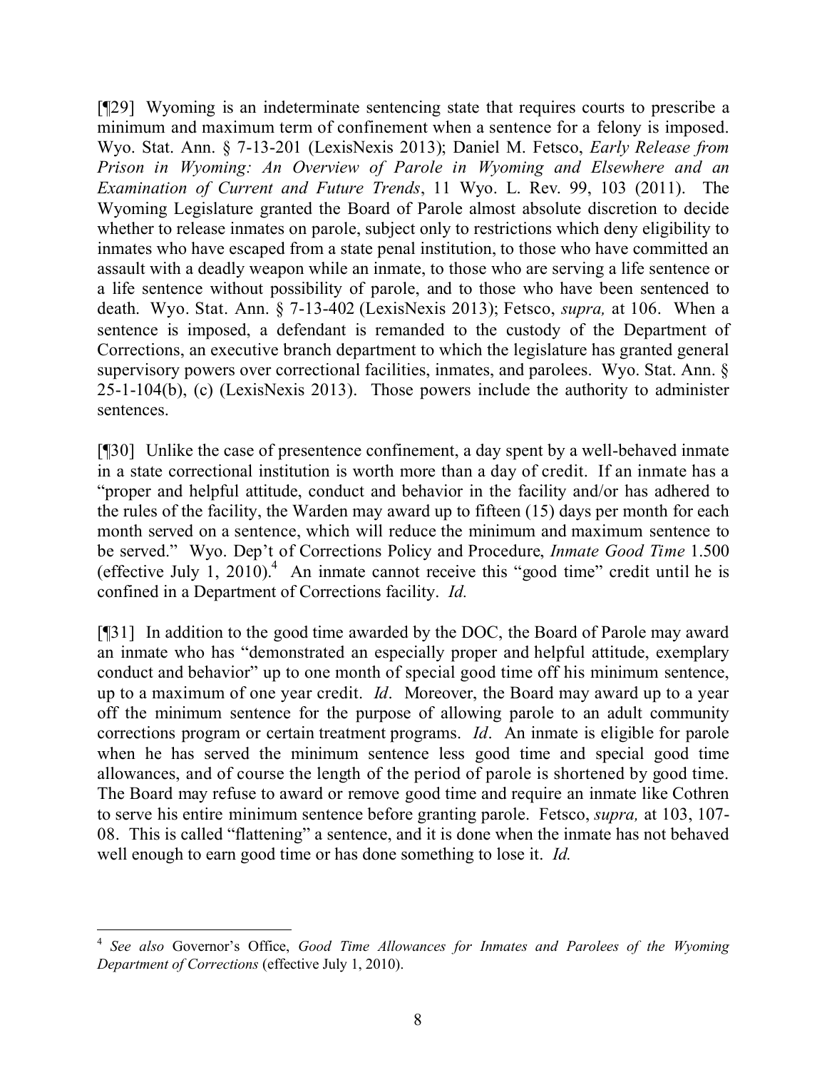[¶29] Wyoming is an indeterminate sentencing state that requires courts to prescribe a minimum and maximum term of confinement when a sentence for a felony is imposed. Wyo. Stat. Ann. § 7-13-201 (LexisNexis 2013); Daniel M. Fetsco, *Early Release from Prison in Wyoming: An Overview of Parole in Wyoming and Elsewhere and an Examination of Current and Future Trends*, 11 Wyo. L. Rev. 99, 103 (2011). The Wyoming Legislature granted the Board of Parole almost absolute discretion to decide whether to release inmates on parole, subject only to restrictions which deny eligibility to inmates who have escaped from a state penal institution, to those who have committed an assault with a deadly weapon while an inmate, to those who are serving a life sentence or a life sentence without possibility of parole, and to those who have been sentenced to death. Wyo. Stat. Ann. § 7-13-402 (LexisNexis 2013); Fetsco, *supra,* at 106. When a sentence is imposed, a defendant is remanded to the custody of the Department of Corrections, an executive branch department to which the legislature has granted general supervisory powers over correctional facilities, inmates, and parolees. Wyo. Stat. Ann. § 25-1-104(b), (c) (LexisNexis 2013). Those powers include the authority to administer sentences.

[¶30] Unlike the case of presentence confinement, a day spent by a well-behaved inmate in a state correctional institution is worth more than a day of credit. If an inmate has a "proper and helpful attitude, conduct and behavior in the facility and/or has adhered to the rules of the facility, the Warden may award up to fifteen (15) days per month for each month served on a sentence, which will reduce the minimum and maximum sentence to be served." Wyo. Dep't of Corrections Policy and Procedure, *Inmate Good Time* 1.500 (effective July 1, 2010).[4] An inmate cannot receive this "good time" credit until he is confined in a Department of Corrections facility. *Id.*

[¶31] In addition to the good time awarded by the DOC, the Board of Parole may award an inmate who has "demonstrated an especially proper and helpful attitude, exemplary conduct and behavior" up to one month of special good time off his minimum sentence, up to a maximum of one year credit. *Id*. Moreover, the Board may award up to a year off the minimum sentence for the purpose of allowing parole to an adult community corrections program or certain treatment programs. *Id*. An inmate is eligible for parole when he has served the minimum sentence less good time and special good time allowances, and of course the length of the period of parole is shortened by good time. The Board may refuse to award or remove good time and require an inmate like Cothren to serve his entire minimum sentence before granting parole. Fetsco, *supra,* at 103, 107-08. This is called "flattening" a sentence, and it is done when the inmate has not behaved well enough to earn good time or has done something to lose it. *Id.*

---

[4] *See also* Governor's Office, *Good Time Allowances for Inmates and Parolees of the Wyoming Department of Corrections* (effective July 1, 2010).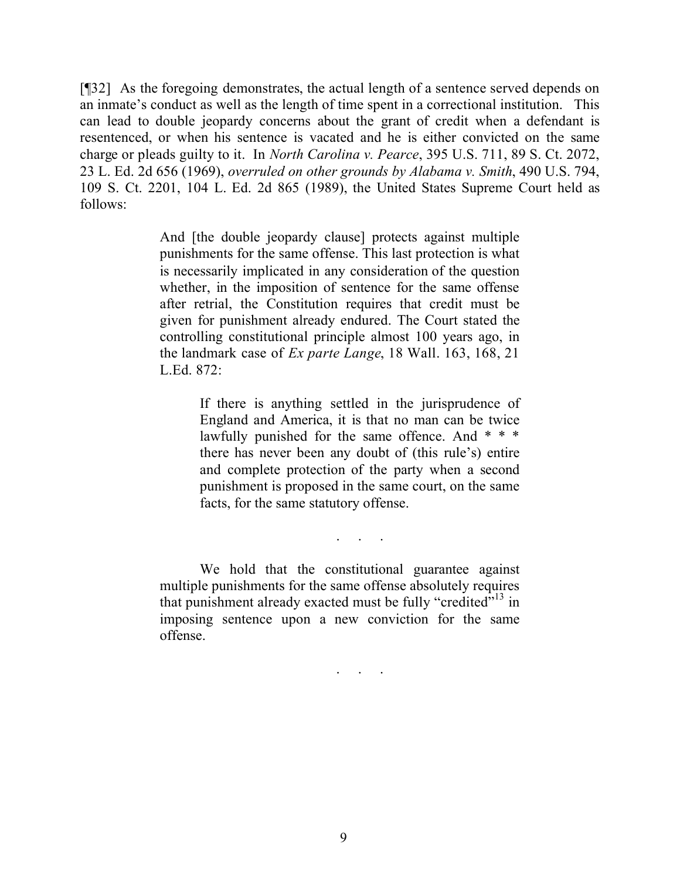[¶32] As the foregoing demonstrates, the actual length of a sentence served depends on an inmate's conduct as well as the length of time spent in a correctional institution. This can lead to double jeopardy concerns about the grant of credit when a defendant is resentenced, or when his sentence is vacated and he is either convicted on the same charge or pleads guilty to it. In *North Carolina v. Pearce*, 395 U.S. 711, 89 S. Ct. 2072, 23 L. Ed. 2d 656 (1969), *overruled on other grounds by Alabama v. Smith*, 490 U.S. 794, 109 S. Ct. 2201, 104 L. Ed. 2d 865 (1989), the United States Supreme Court held as follows:

> And [the double jeopardy clause] protects against multiple punishments for the same offense. This last protection is what is necessarily implicated in any consideration of the question whether, in the imposition of sentence for the same offense after retrial, the Constitution requires that credit must be given for punishment already endured. The Court stated the controlling constitutional principle almost 100 years ago, in the landmark case of *Ex parte Lange*, 18 Wall. 163, 168, 21 L.Ed. 872:
>
> > If there is anything settled in the jurisprudence of England and America, it is that no man can be twice lawfully punished for the same offence. And * * * there has never been any doubt of (this rule's) entire and complete protection of the party when a second punishment is proposed in the same court, on the same facts, for the same statutory offense.
>
> . . .
>
> We hold that the constitutional guarantee against multiple punishments for the same offense absolutely requires that punishment already exacted must be fully "credited"[13] in imposing sentence upon a new conviction for the same offense.
>
> . . .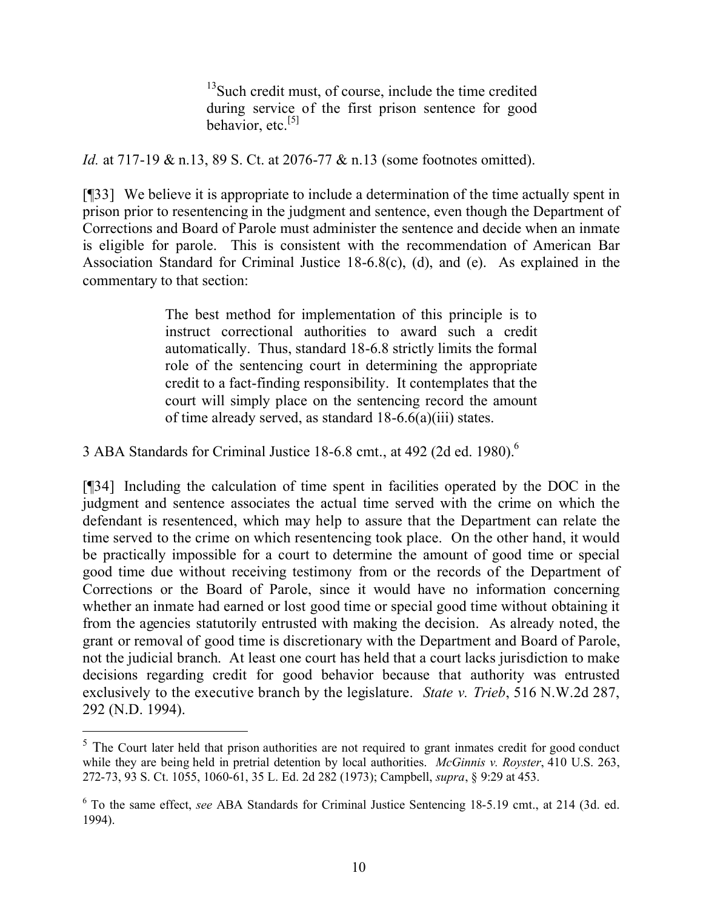> [13]Such credit must, of course, include the time credited during service of the first prison sentence for good behavior, etc.[5]

*Id.* at 717-19 & n.13, 89 S. Ct. at 2076-77 & n.13 (some footnotes omitted).

[¶33] We believe it is appropriate to include a determination of the time actually spent in prison prior to resentencing in the judgment and sentence, even though the Department of Corrections and Board of Parole must administer the sentence and decide when an inmate is eligible for parole. This is consistent with the recommendation of American Bar Association Standard for Criminal Justice 18-6.8(c), (d), and (e). As explained in the commentary to that section:

> The best method for implementation of this principle is to instruct correctional authorities to award such a credit automatically. Thus, standard 18-6.8 strictly limits the formal role of the sentencing court in determining the appropriate credit to a fact-finding responsibility. It contemplates that the court will simply place on the sentencing record the amount of time already served, as standard 18-6.6(a)(iii) states.

3 ABA Standards for Criminal Justice 18-6.8 cmt., at 492 (2d ed. 1980).[6]

[¶34] Including the calculation of time spent in facilities operated by the DOC in the judgment and sentence associates the actual time served with the crime on which the defendant is resentenced, which may help to assure that the Department can relate the time served to the crime on which resentencing took place. On the other hand, it would be practically impossible for a court to determine the amount of good time or special good time due without receiving testimony from or the records of the Department of Corrections or the Board of Parole, since it would have no information concerning whether an inmate had earned or lost good time or special good time without obtaining it from the agencies statutorily entrusted with making the decision. As already noted, the grant or removal of good time is discretionary with the Department and Board of Parole, not the judicial branch. At least one court has held that a court lacks jurisdiction to make decisions regarding credit for good behavior because that authority was entrusted exclusively to the executive branch by the legislature. *State v. Trieb*, 516 N.W.2d 287, 292 (N.D. 1994).

---

[5] The Court later held that prison authorities are not required to grant inmates credit for good conduct while they are being held in pretrial detention by local authorities. *McGinnis v. Royster*, 410 U.S. 263, 272-73, 93 S. Ct. 1055, 1060-61, 35 L. Ed. 2d 282 (1973); Campbell, *supra*, § 9:29 at 453.

[6] To the same effect, *see* ABA Standards for Criminal Justice Sentencing 18-5.19 cmt., at 214 (3d. ed. 1994).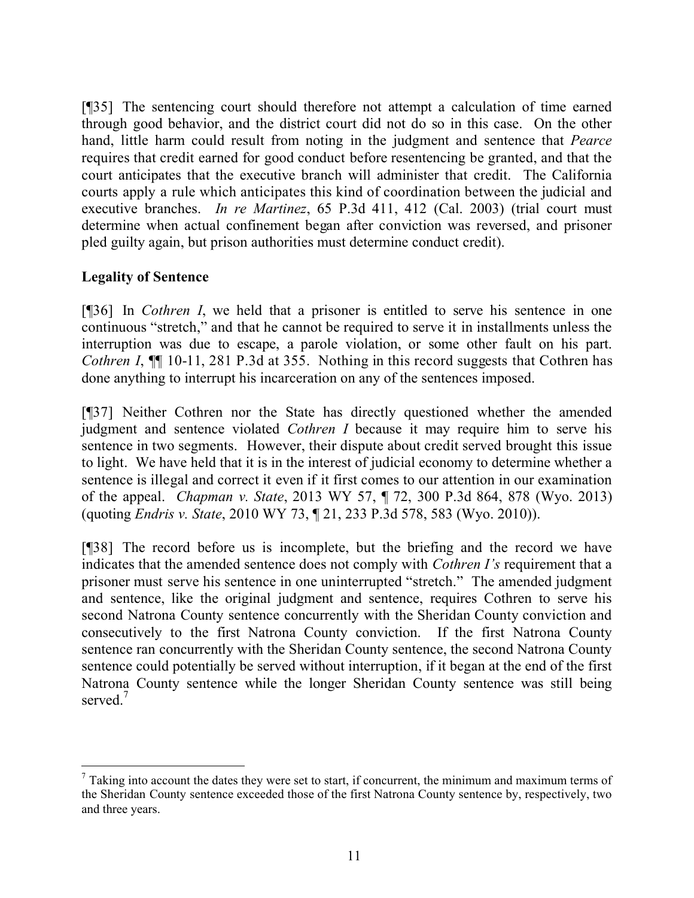[¶35] The sentencing court should therefore not attempt a calculation of time earned through good behavior, and the district court did not do so in this case. On the other hand, little harm could result from noting in the judgment and sentence that *Pearce* requires that credit earned for good conduct before resentencing be granted, and that the court anticipates that the executive branch will administer that credit. The California courts apply a rule which anticipates this kind of coordination between the judicial and executive branches. *In re Martinez*, 65 P.3d 411, 412 (Cal. 2003) (trial court must determine when actual confinement began after conviction was reversed, and prisoner pled guilty again, but prison authorities must determine conduct credit).

**Legality of Sentence**

[¶36] In *Cothren I*, we held that a prisoner is entitled to serve his sentence in one continuous "stretch," and that he cannot be required to serve it in installments unless the interruption was due to escape, a parole violation, or some other fault on his part. *Cothren I*, ¶¶ 10-11, 281 P.3d at 355. Nothing in this record suggests that Cothren has done anything to interrupt his incarceration on any of the sentences imposed.

[¶37] Neither Cothren nor the State has directly questioned whether the amended judgment and sentence violated *Cothren I* because it may require him to serve his sentence in two segments. However, their dispute about credit served brought this issue to light. We have held that it is in the interest of judicial economy to determine whether a sentence is illegal and correct it even if it first comes to our attention in our examination of the appeal. *Chapman v. State*, 2013 WY 57, ¶ 72, 300 P.3d 864, 878 (Wyo. 2013) (quoting *Endris v. State*, 2010 WY 73, ¶ 21, 233 P.3d 578, 583 (Wyo. 2010)).

[¶38] The record before us is incomplete, but the briefing and the record we have indicates that the amended sentence does not comply with *Cothren I's* requirement that a prisoner must serve his sentence in one uninterrupted "stretch." The amended judgment and sentence, like the original judgment and sentence, requires Cothren to serve his second Natrona County sentence concurrently with the Sheridan County conviction and consecutively to the first Natrona County conviction. If the first Natrona County sentence ran concurrently with the Sheridan County sentence, the second Natrona County sentence could potentially be served without interruption, if it began at the end of the first Natrona County sentence while the longer Sheridan County sentence was still being served.[7]

[7] Taking into account the dates they were set to start, if concurrent, the minimum and maximum terms of the Sheridan County sentence exceeded those of the first Natrona County sentence by, respectively, two and three years.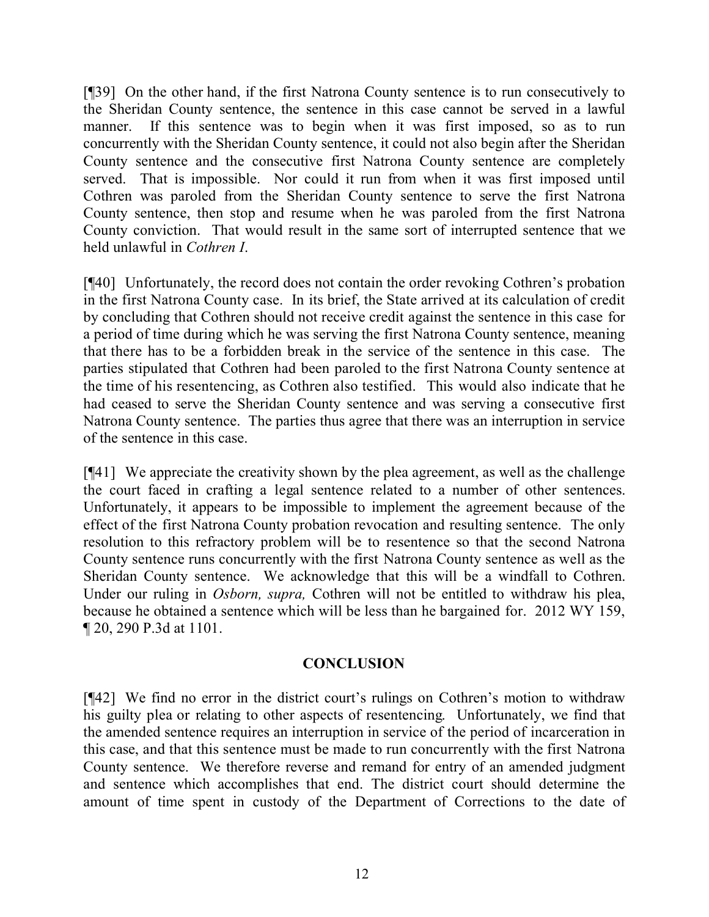[¶39] On the other hand, if the first Natrona County sentence is to run consecutively to the Sheridan County sentence, the sentence in this case cannot be served in a lawful manner. If this sentence was to begin when it was first imposed, so as to run concurrently with the Sheridan County sentence, it could not also begin after the Sheridan County sentence and the consecutive first Natrona County sentence are completely served. That is impossible. Nor could it run from when it was first imposed until Cothren was paroled from the Sheridan County sentence to serve the first Natrona County sentence, then stop and resume when he was paroled from the first Natrona County conviction. That would result in the same sort of interrupted sentence that we held unlawful in *Cothren I*.

[¶40] Unfortunately, the record does not contain the order revoking Cothren's probation in the first Natrona County case. In its brief, the State arrived at its calculation of credit by concluding that Cothren should not receive credit against the sentence in this case for a period of time during which he was serving the first Natrona County sentence, meaning that there has to be a forbidden break in the service of the sentence in this case. The parties stipulated that Cothren had been paroled to the first Natrona County sentence at the time of his resentencing, as Cothren also testified. This would also indicate that he had ceased to serve the Sheridan County sentence and was serving a consecutive first Natrona County sentence. The parties thus agree that there was an interruption in service of the sentence in this case.

[¶41] We appreciate the creativity shown by the plea agreement, as well as the challenge the court faced in crafting a legal sentence related to a number of other sentences. Unfortunately, it appears to be impossible to implement the agreement because of the effect of the first Natrona County probation revocation and resulting sentence. The only resolution to this refractory problem will be to resentence so that the second Natrona County sentence runs concurrently with the first Natrona County sentence as well as the Sheridan County sentence. We acknowledge that this will be a windfall to Cothren. Under our ruling in *Osborn, supra,* Cothren will not be entitled to withdraw his plea, because he obtained a sentence which will be less than he bargained for. 2012 WY 159, ¶ 20, 290 P.3d at 1101.

## CONCLUSION

[¶42] We find no error in the district court's rulings on Cothren's motion to withdraw his guilty plea or relating to other aspects of resentencing. Unfortunately, we find that the amended sentence requires an interruption in service of the period of incarceration in this case, and that this sentence must be made to run concurrently with the first Natrona County sentence. We therefore reverse and remand for entry of an amended judgment and sentence which accomplishes that end. The district court should determine the amount of time spent in custody of the Department of Corrections to the date of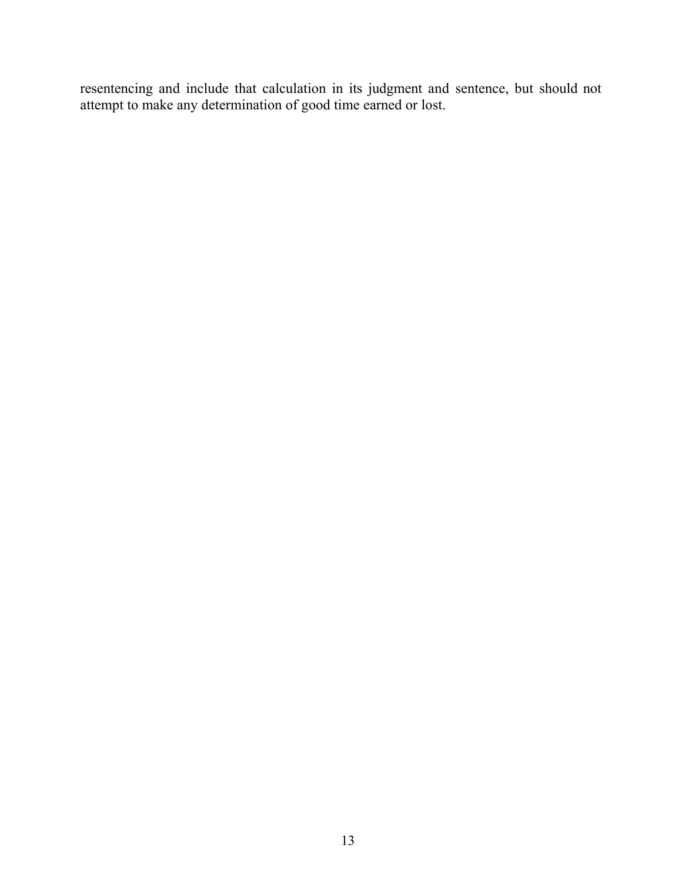resentencing and include that calculation in its judgment and sentence, but should not attempt to make any determination of good time earned or lost.